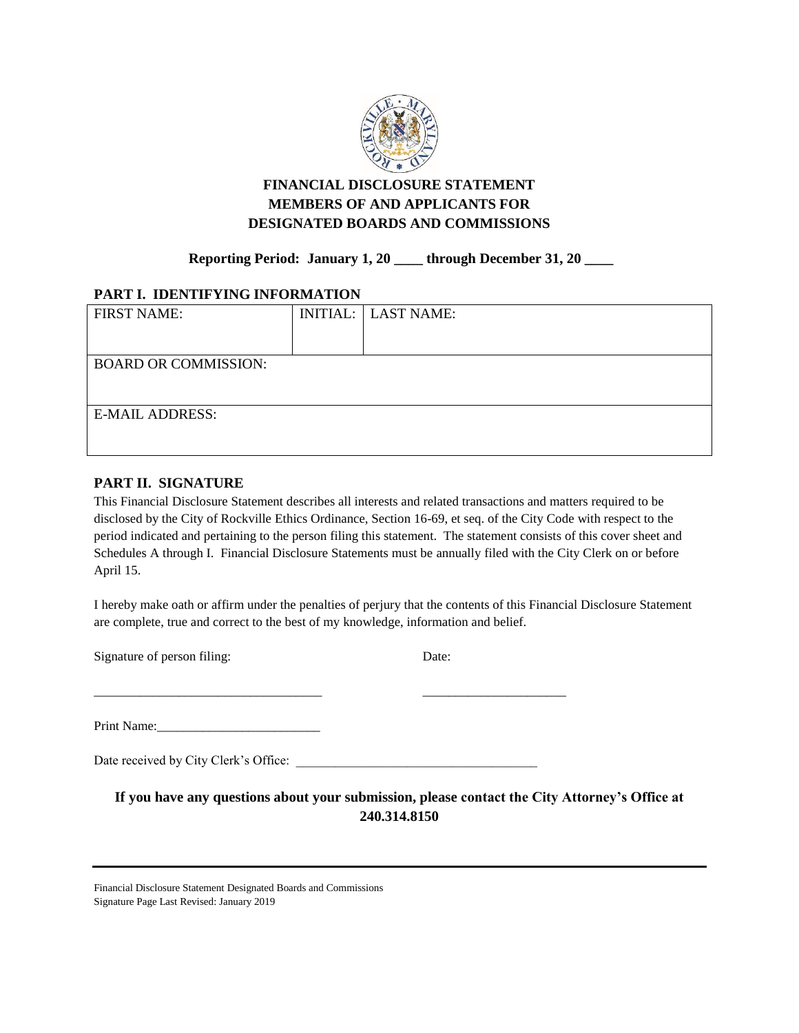# FINANCIAL DISCLOSURE STATEMENT
# MEMBERS OF AND APPLICANTS FOR
# DESIGNATED BOARDS AND COMMISSIONS

**Reporting Period: January 1, 20 ____ through December 31, 20 ____**

## PART I. IDENTIFYING INFORMATION

| FIRST NAME: | INITIAL: | LAST NAME: |
|---|---|---|
| BOARD OR COMMISSION: | | |
| E-MAIL ADDRESS: | | |

## PART II. SIGNATURE

This Financial Disclosure Statement describes all interests and related transactions and matters required to be disclosed by the City of Rockville Ethics Ordinance, Section 16-69, et seq. of the City Code with respect to the period indicated and pertaining to the person filing this statement. The statement consists of this cover sheet and Schedules A through I. Financial Disclosure Statements must be annually filed with the City Clerk on or before April 15.

I hereby make oath or affirm under the penalties of perjury that the contents of this Financial Disclosure Statement are complete, true and correct to the best of my knowledge, information and belief.

Signature of person filing: Date:

___________________________________ ______________________

Print Name:_________________________

Date received by City Clerk's Office: _____________________________________

**If you have any questions about your submission, please contact the City Attorney's Office at 240.314.8150**

Financial Disclosure Statement Designated Boards and Commissions
Signature Page Last Revised: January 2019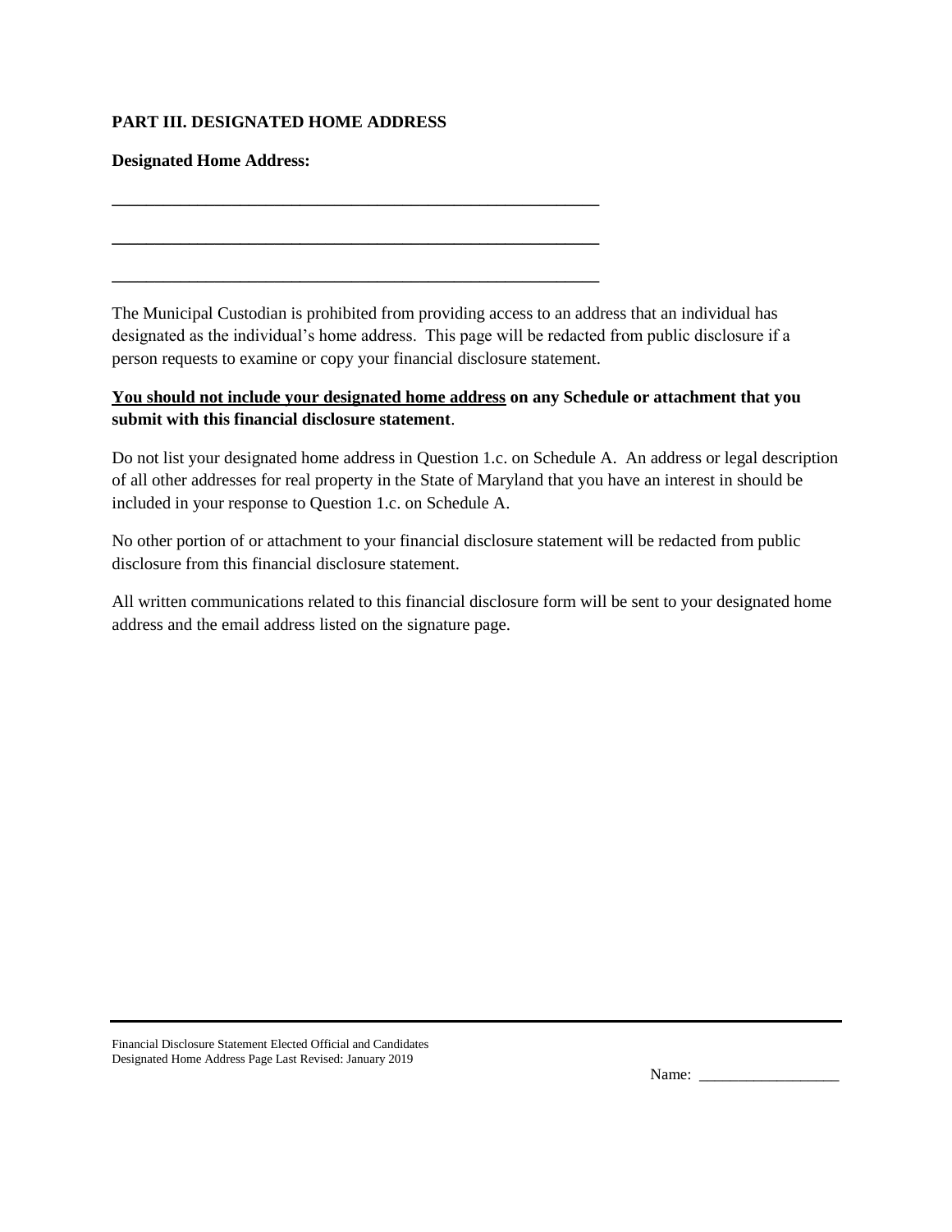**PART III. DESIGNATED HOME ADDRESS**

**Designated Home Address:**

\_\_\_\_\_\_\_\_\_\_\_\_\_\_\_\_\_\_\_\_\_\_\_\_\_\_\_\_\_\_\_\_\_\_\_\_\_\_\_\_\_\_\_\_\_\_\_\_\_\_\_\_\_\_\_\_

\_\_\_\_\_\_\_\_\_\_\_\_\_\_\_\_\_\_\_\_\_\_\_\_\_\_\_\_\_\_\_\_\_\_\_\_\_\_\_\_\_\_\_\_\_\_\_\_\_\_\_\_\_\_\_\_

\_\_\_\_\_\_\_\_\_\_\_\_\_\_\_\_\_\_\_\_\_\_\_\_\_\_\_\_\_\_\_\_\_\_\_\_\_\_\_\_\_\_\_\_\_\_\_\_\_\_\_\_\_\_\_\_

The Municipal Custodian is prohibited from providing access to an address that an individual has designated as the individual's home address. This page will be redacted from public disclosure if a person requests to examine or copy your financial disclosure statement.

**<u>You should not include your designated home address</u> on any Schedule or attachment that you submit with this financial disclosure statement**.

Do not list your designated home address in Question 1.c. on Schedule A. An address or legal description of all other addresses for real property in the State of Maryland that you have an interest in should be included in your response to Question 1.c. on Schedule A.

No other portion of or attachment to your financial disclosure statement will be redacted from public disclosure from this financial disclosure statement.

All written communications related to this financial disclosure form will be sent to your designated home address and the email address listed on the signature page.

Financial Disclosure Statement Elected Official and Candidates
Designated Home Address Page Last Revised: January 2019

Name: \_\_\_\_\_\_\_\_\_\_\_\_\_\_\_\_\_\_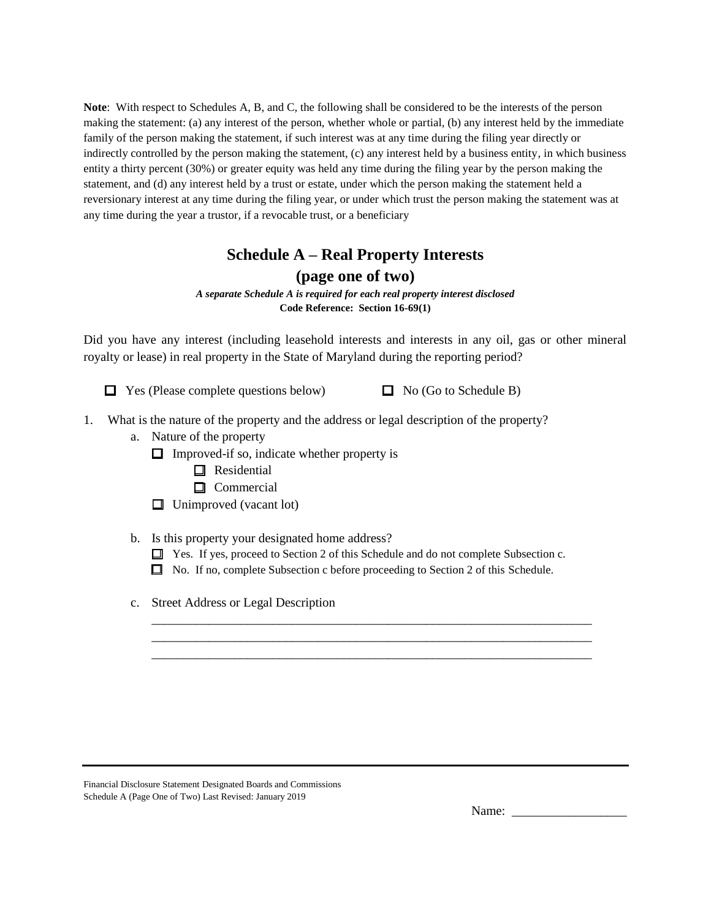**Note**: With respect to Schedules A, B, and C, the following shall be considered to be the interests of the person making the statement: (a) any interest of the person, whether whole or partial, (b) any interest held by the immediate family of the person making the statement, if such interest was at any time during the filing year directly or indirectly controlled by the person making the statement, (c) any interest held by a business entity, in which business entity a thirty percent (30%) or greater equity was held any time during the filing year by the person making the statement, and (d) any interest held by a trust or estate, under which the person making the statement held a reversionary interest at any time during the filing year, or under which trust the person making the statement was at any time during the year a trustor, if a revocable trust, or a beneficiary

# Schedule A – Real Property Interests
## (page one of two)

***A separate Schedule A is required for each real property interest disclosed***

**Code Reference: Section 16-69(1)**

Did you have any interest (including leasehold interests and interests in any oil, gas or other mineral royalty or lease) in real property in the State of Maryland during the reporting period?

☐ Yes (Please complete questions below) ☐ No (Go to Schedule B)

1. What is the nature of the property and the address or legal description of the property?
   a. Nature of the property
      - ☐ Improved-if so, indicate whether property is
        - ☐ Residential
        - ☐ Commercial
      - ☐ Unimproved (vacant lot)

   b. Is this property your designated home address?
      - ☐ Yes. If yes, proceed to Section 2 of this Schedule and do not complete Subsection c.
      - ☐ No. If no, complete Subsection c before proceeding to Section 2 of this Schedule.

   c. Street Address or Legal Description

      ______________________________________________________________________

      ______________________________________________________________________

      ______________________________________________________________________

Financial Disclosure Statement Designated Boards and Commissions
Schedule A (Page One of Two) Last Revised: January 2019

Name: __________________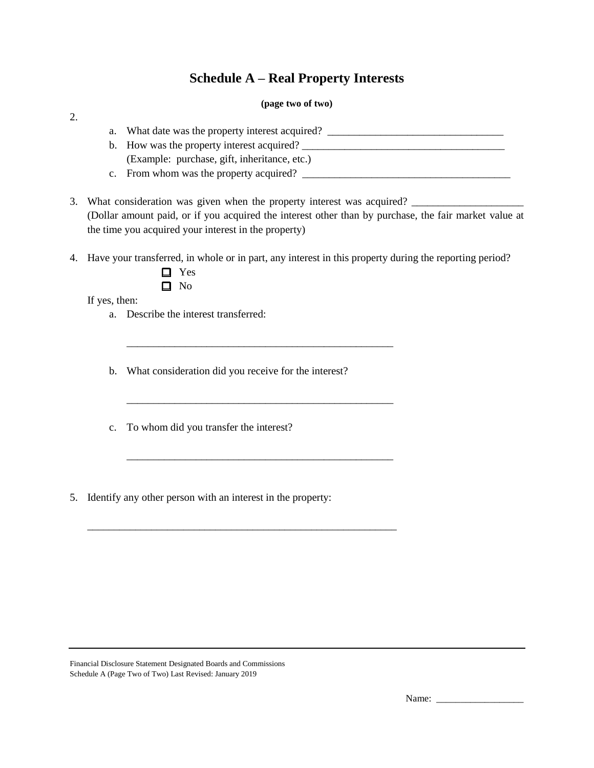# Schedule A – Real Property Interests

**(page two of two)**

2.

   a. What date was the property interest acquired? ________________________________

   b. How was the property interest acquired? ____________________________________
      (Example: purchase, gift, inheritance, etc.)

   c. From whom was the property acquired? ______________________________________

3. What consideration was given when the property interest was acquired? ____________________
   (Dollar amount paid, or if you acquired the interest other than by purchase, the fair market value at the time you acquired your interest in the property)

4. Have your transferred, in whole or in part, any interest in this property during the reporting period?

   - ☐ Yes
   - ☐ No

   If yes, then:

   a. Describe the interest transferred:

      ________________________________________________

   b. What consideration did you receive for the interest?

      ________________________________________________

   c. To whom did you transfer the interest?

      ________________________________________________

5. Identify any other person with an interest in the property:

   ________________________________________________________

Financial Disclosure Statement Designated Boards and Commissions
Schedule A (Page Two of Two) Last Revised: January 2019

Name: __________________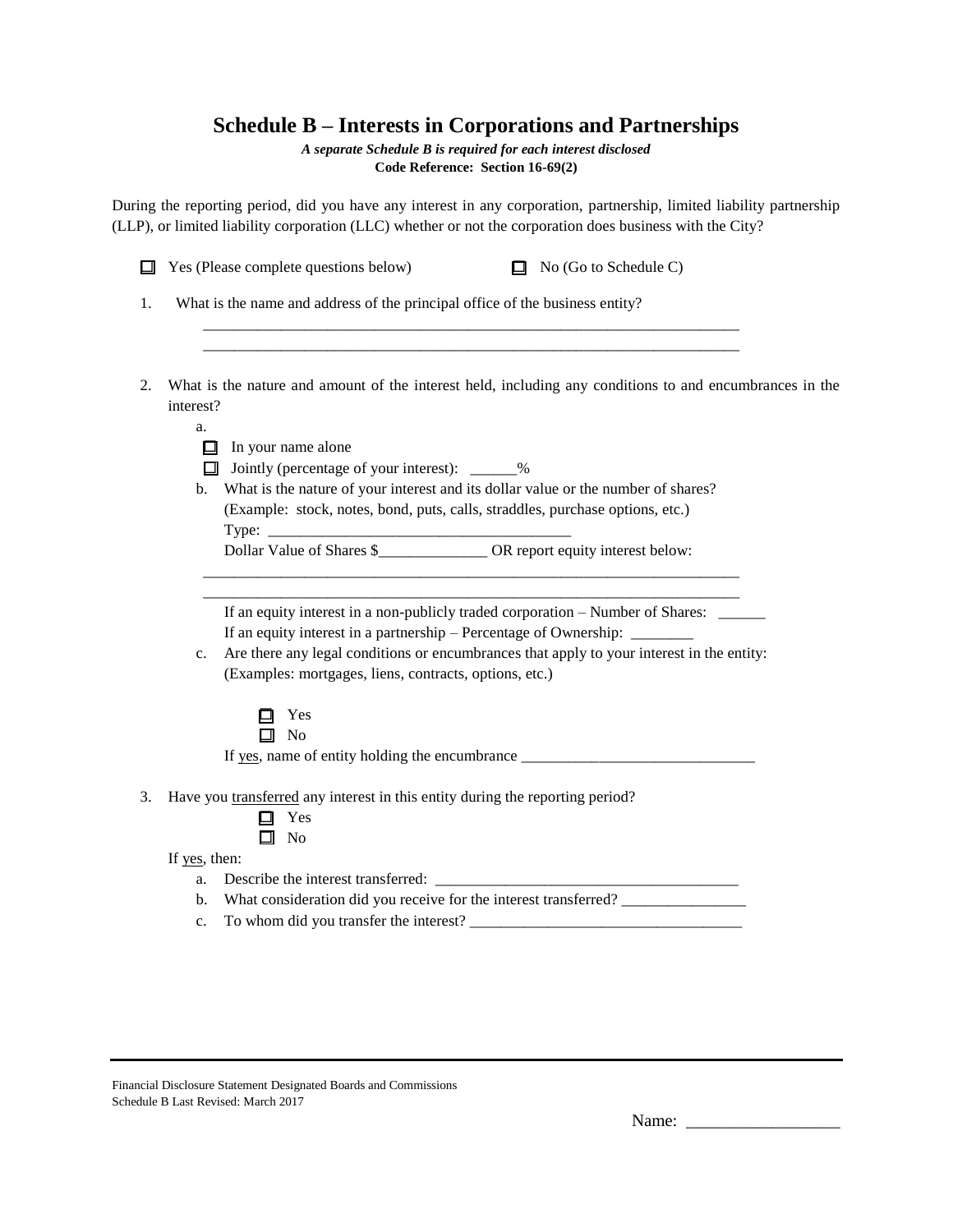# Schedule B – Interests in Corporations and Partnerships

***A separate Schedule B is required for each interest disclosed***

**Code Reference: Section 16-69(2)**

During the reporting period, did you have any interest in any corporation, partnership, limited liability partnership (LLP), or limited liability corporation (LLC) whether or not the corporation does business with the City?

☐ Yes (Please complete questions below) ☐ No (Go to Schedule C)

1. What is the name and address of the principal office of the business entity?

   ______________________________________________________________________

   ______________________________________________________________________

2. What is the nature and amount of the interest held, including any conditions to and encumbrances in the interest?

   a.
   ☐ In your name alone
   ☐ Jointly (percentage of your interest): ______%

   b. What is the nature of your interest and its dollar value or the number of shares?
   (Example: stock, notes, bond, puts, calls, straddles, purchase options, etc.)
   Type: ________________________________________
   Dollar Value of Shares $______________ OR report equity interest below:

   ______________________________________________________________________

   ______________________________________________________________________

   If an equity interest in a non-publicly traded corporation – Number of Shares: ______
   If an equity interest in a partnership – Percentage of Ownership: ________

   c. Are there any legal conditions or encumbrances that apply to your interest in the entity:
   (Examples: mortgages, liens, contracts, options, etc.)

   ☐ Yes
   ☐ No

   If yes, name of entity holding the encumbrance ______________________________

3. Have you transferred any interest in this entity during the reporting period?

   ☐ Yes
   ☐ No

   If yes, then:

   a. Describe the interest transferred: ________________________________________
   b. What consideration did you receive for the interest transferred? ________________
   c. To whom did you transfer the interest? __________________________________

Financial Disclosure Statement Designated Boards and Commissions
Schedule B Last Revised: March 2017

Name: __________________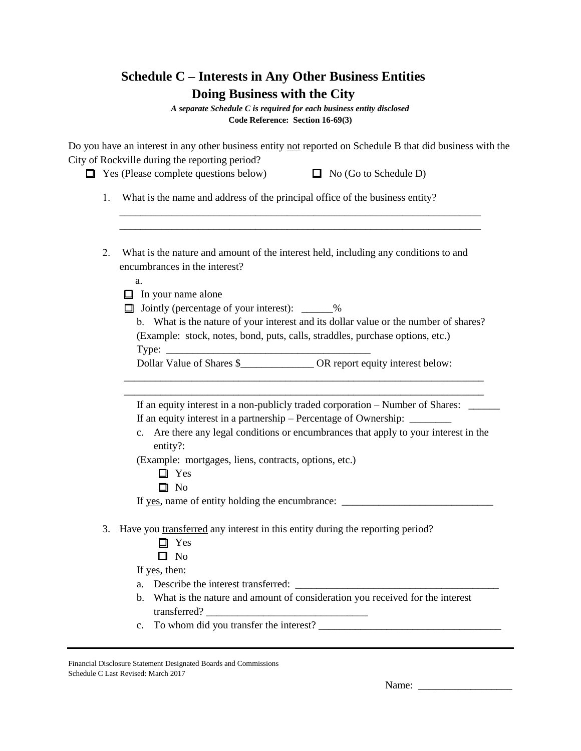# Schedule C – Interests in Any Other Business Entities Doing Business with the City

***A separate Schedule C is required for each business entity disclosed***

**Code Reference: Section 16-69(3)**

Do you have an interest in any other business entity not reported on Schedule B that did business with the City of Rockville during the reporting period?

☐ Yes (Please complete questions below) ☐ No (Go to Schedule D)

1. What is the name and address of the principal office of the business entity?

________________________________________________________________________

________________________________________________________________________

2. What is the nature and amount of the interest held, including any conditions to and encumbrances in the interest?

   a.

   ☐ In your name alone

   ☐ Jointly (percentage of your interest): ______%

   b. What is the nature of your interest and its dollar value or the number of shares? (Example: stock, notes, bond, puts, calls, straddles, purchase options, etc.)

   Type: ________________________________________

   Dollar Value of Shares $______________ OR report equity interest below:

   ________________________________________________________________________

   ________________________________________________________________________

   If an equity interest in a non-publicly traded corporation – Number of Shares: ______

   If an equity interest in a partnership – Percentage of Ownership: ________

   c. Are there any legal conditions or encumbrances that apply to your interest in the entity?:

   (Example: mortgages, liens, contracts, options, etc.)

   ☐ Yes

   ☐ No

   If yes, name of entity holding the encumbrance: _____________________________

3. Have you transferred any interest in this entity during the reporting period?

   ☐ Yes

   ☐ No

   If yes, then:

   a. Describe the interest transferred: ________________________________________

   b. What is the nature and amount of consideration you received for the interest transferred? _______________________________

   c. To whom did you transfer the interest? ___________________________________

Financial Disclosure Statement Designated Boards and Commissions
Schedule C Last Revised: March 2017

Name: __________________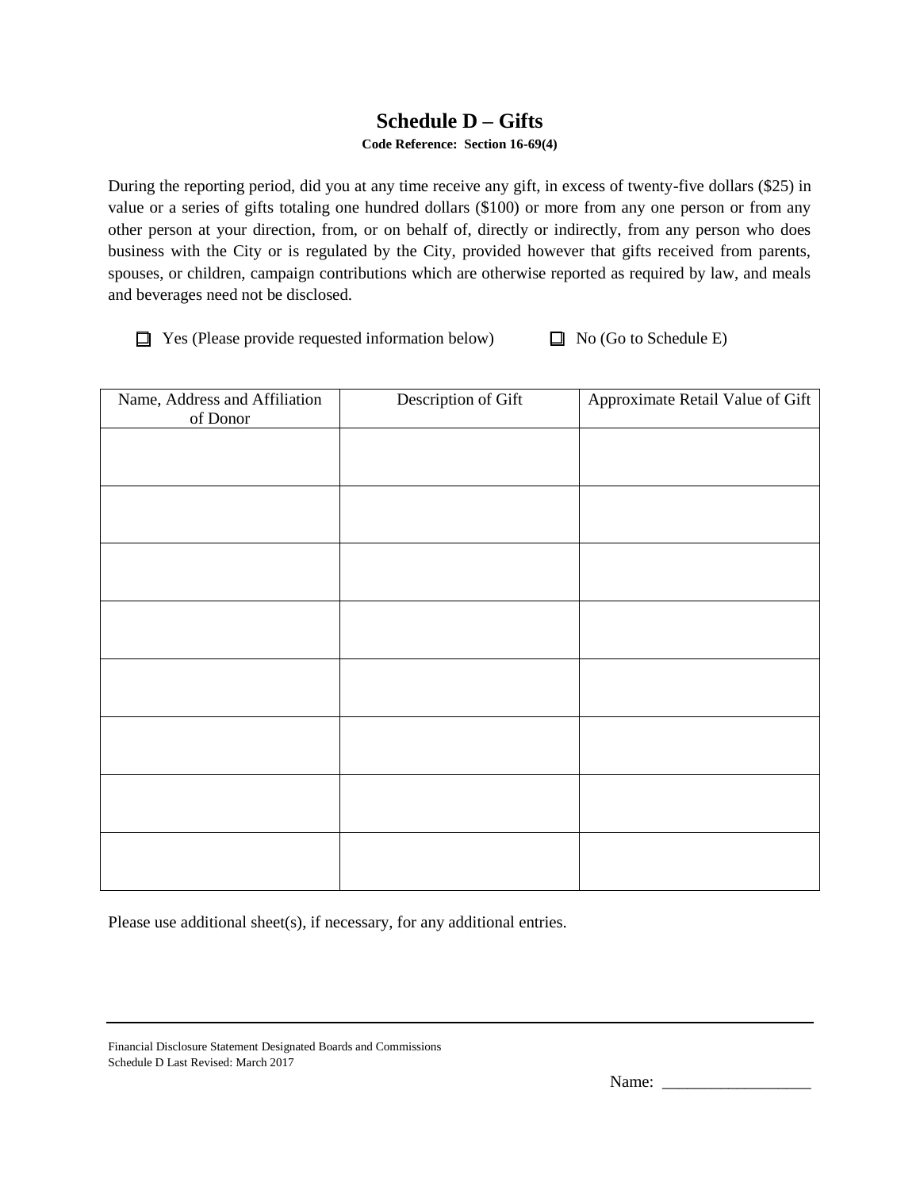# Schedule D – Gifts

**Code Reference: Section 16-69(4)**

During the reporting period, did you at any time receive any gift, in excess of twenty-five dollars ($25) in value or a series of gifts totaling one hundred dollars ($100) or more from any one person or from any other person at your direction, from, or on behalf of, directly or indirectly, from any person who does business with the City or is regulated by the City, provided however that gifts received from parents, spouses, or children, campaign contributions which are otherwise reported as required by law, and meals and beverages need not be disclosed.

☐ Yes (Please provide requested information below) ☐ No (Go to Schedule E)

| Name, Address and Affiliation of Donor | Description of Gift | Approximate Retail Value of Gift |
|---|---|---|
| | | |
| | | |
| | | |
| | | |
| | | |
| | | |
| | | |
| | | |

Please use additional sheet(s), if necessary, for any additional entries.

Financial Disclosure Statement Designated Boards and Commissions
Schedule D Last Revised: March 2017

Name: ___________________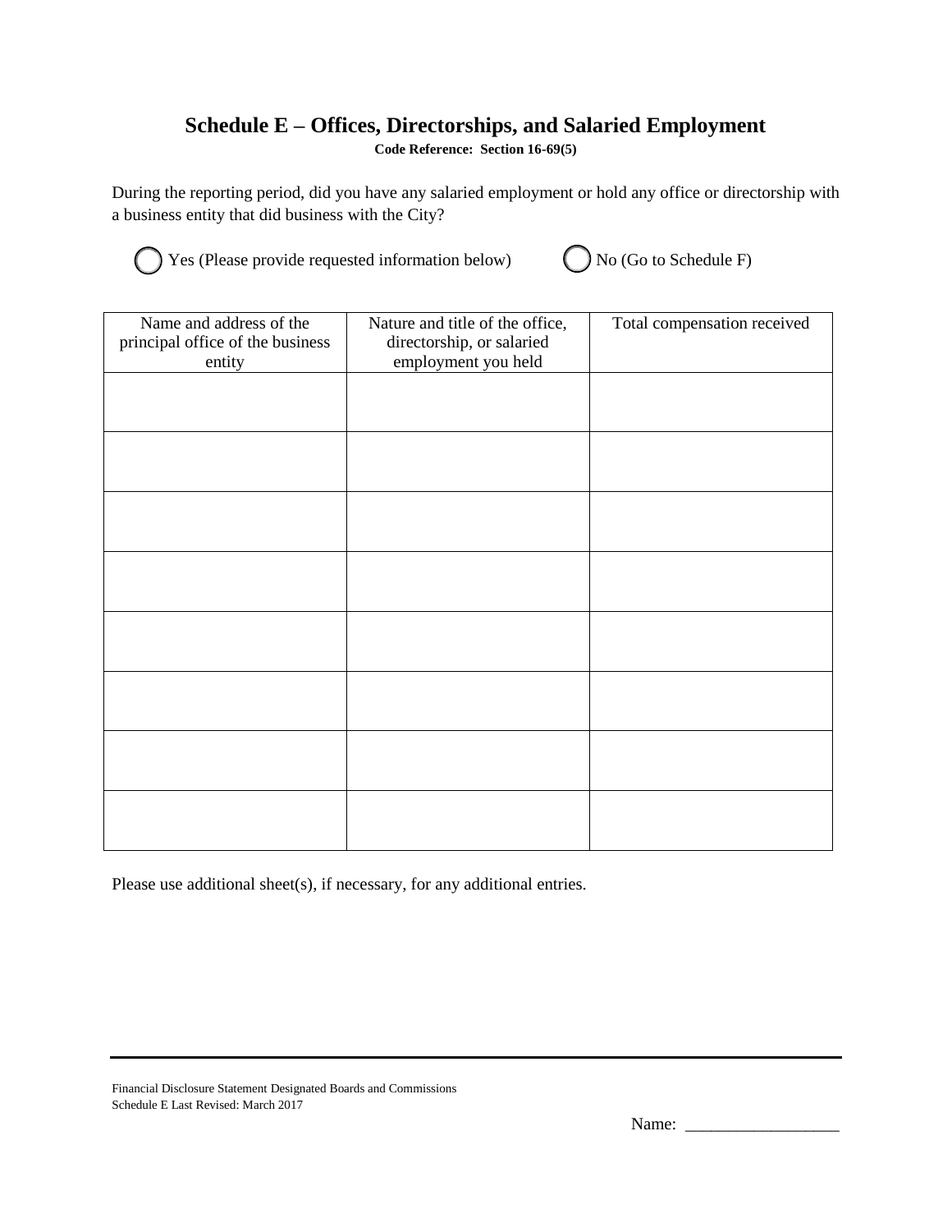## Schedule E – Offices, Directorships, and Salaried Employment

**Code Reference: Section 16-69(5)**

During the reporting period, did you have any salaried employment or hold any office or directorship with a business entity that did business with the City?

◯ Yes (Please provide requested information below) ◯ No (Go to Schedule F)

| Name and address of the principal office of the business entity | Nature and title of the office, directorship, or salaried employment you held | Total compensation received |
|---|---|---|
| | | |
| | | |
| | | |
| | | |
| | | |
| | | |
| | | |
| | | |

Please use additional sheet(s), if necessary, for any additional entries.

Financial Disclosure Statement Designated Boards and Commissions
Schedule E Last Revised: March 2017

Name: ___________________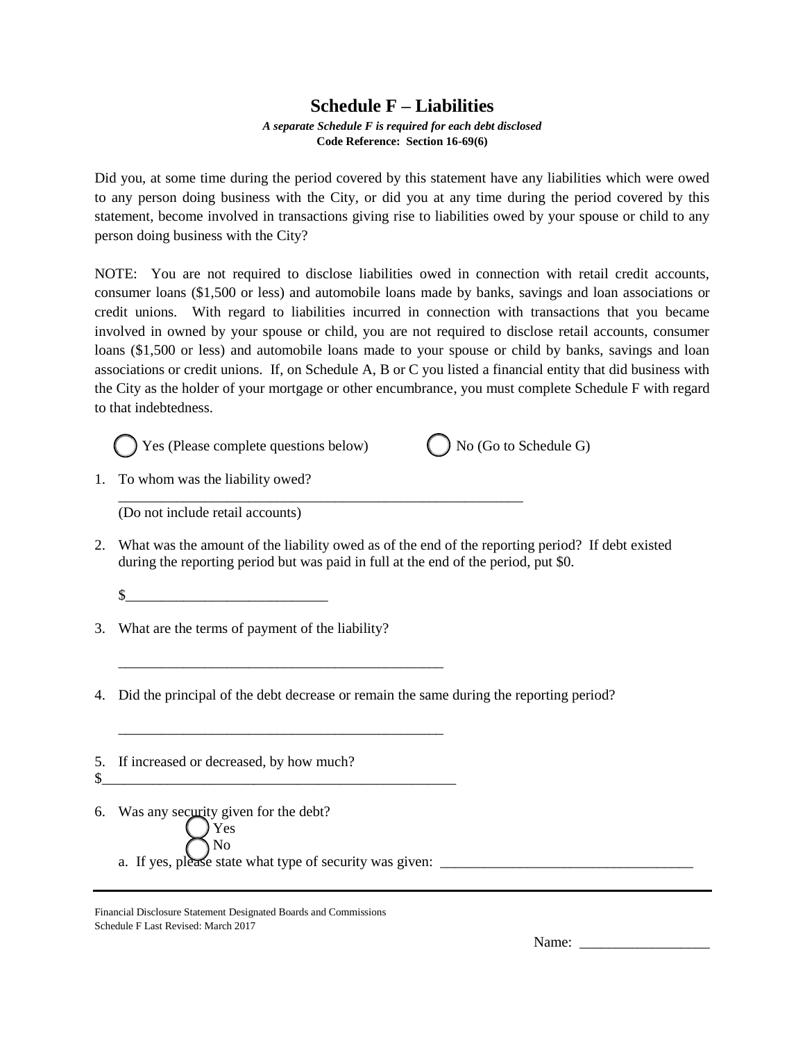# Schedule F – Liabilities

***A separate Schedule F is required for each debt disclosed***

**Code Reference: Section 16-69(6)**

Did you, at some time during the period covered by this statement have any liabilities which were owed to any person doing business with the City, or did you at any time during the period covered by this statement, become involved in transactions giving rise to liabilities owed by your spouse or child to any person doing business with the City?

NOTE: You are not required to disclose liabilities owed in connection with retail credit accounts, consumer loans ($1,500 or less) and automobile loans made by banks, savings and loan associations or credit unions. With regard to liabilities incurred in connection with transactions that you became involved in owned by your spouse or child, you are not required to disclose retail accounts, consumer loans ($1,500 or less) and automobile loans made to your spouse or child by banks, savings and loan associations or credit unions. If, on Schedule A, B or C you listed a financial entity that did business with the City as the holder of your mortgage or other encumbrance, you must complete Schedule F with regard to that indebtedness.

◯ Yes (Please complete questions below) ◯ No (Go to Schedule G)

1. To whom was the liability owed?

   ___________________________________________________________

   (Do not include retail accounts)

2. What was the amount of the liability owed as of the end of the reporting period? If debt existed during the reporting period but was paid in full at the end of the period, put $0.

   $____________________________

3. What are the terms of payment of the liability?

   ______________________________________________

4. Did the principal of the debt decrease or remain the same during the reporting period?

   ______________________________________________

5. If increased or decreased, by how much?

$__________________________________________________

6. Was any security given for the debt?

   ◯ Yes

   ◯ No

   a. If yes, please state what type of security was given: ___________________________________

Financial Disclosure Statement Designated Boards and Commissions
Schedule F Last Revised: March 2017

Name: __________________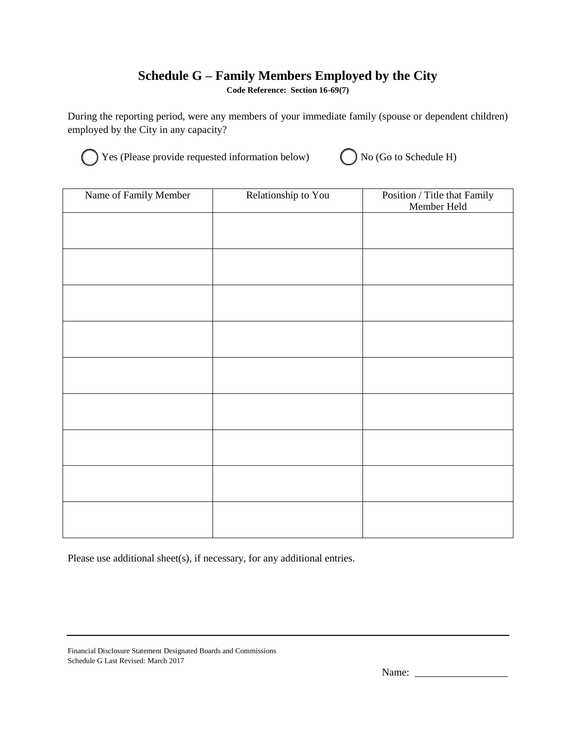# Schedule G – Family Members Employed by the City

**Code Reference: Section 16-69(7)**

During the reporting period, were any members of your immediate family (spouse or dependent children) employed by the City in any capacity?

◯ Yes (Please provide requested information below) ◯ No (Go to Schedule H)

| Name of Family Member | Relationship to You | Position / Title that Family Member Held |
|---|---|---|
| | | |
| | | |
| | | |
| | | |
| | | |
| | | |
| | | |
| | | |
| | | |

Please use additional sheet(s), if necessary, for any additional entries.

Financial Disclosure Statement Designated Boards and Commissions
Schedule G Last Revised: March 2017

Name: ___________________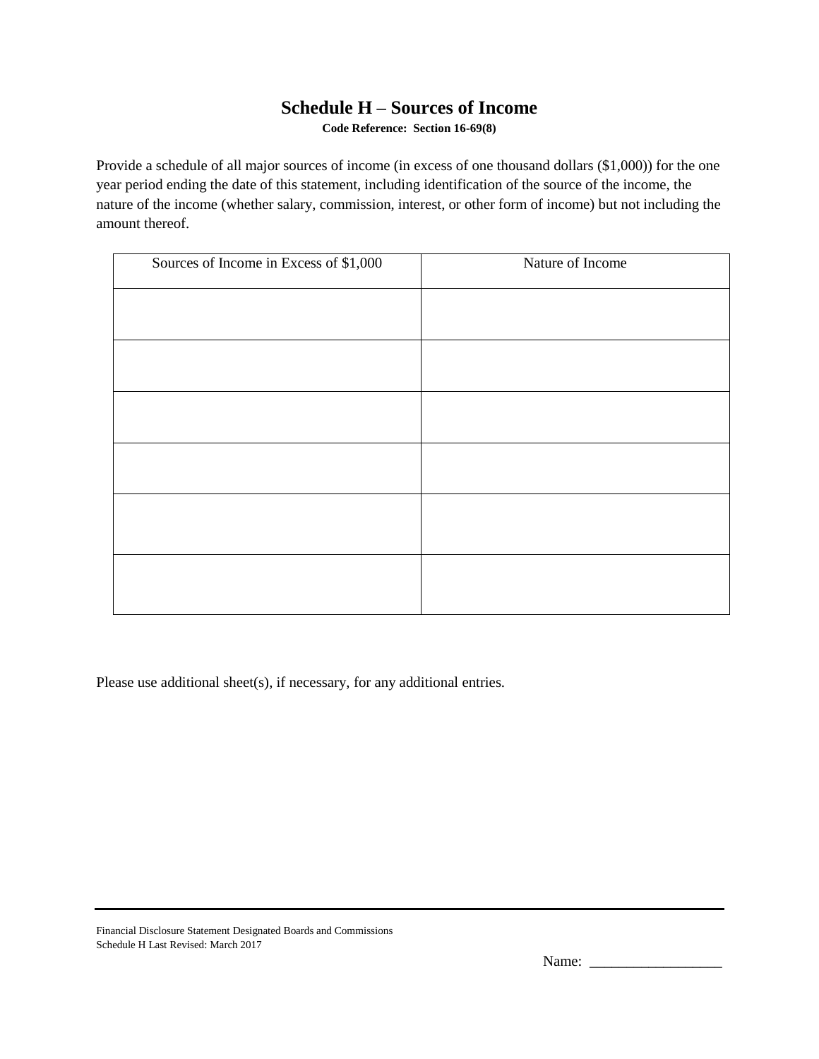# Schedule H – Sources of Income

**Code Reference: Section 16-69(8)**

Provide a schedule of all major sources of income (in excess of one thousand dollars ($1,000)) for the one year period ending the date of this statement, including identification of the source of the income, the nature of the income (whether salary, commission, interest, or other form of income) but not including the amount thereof.

| Sources of Income in Excess of $1,000 | Nature of Income |
|---|---|
| | |
| | |
| | |
| | |
| | |
| | |

Please use additional sheet(s), if necessary, for any additional entries.

Financial Disclosure Statement Designated Boards and Commissions
Schedule H Last Revised: March 2017

Name: __________________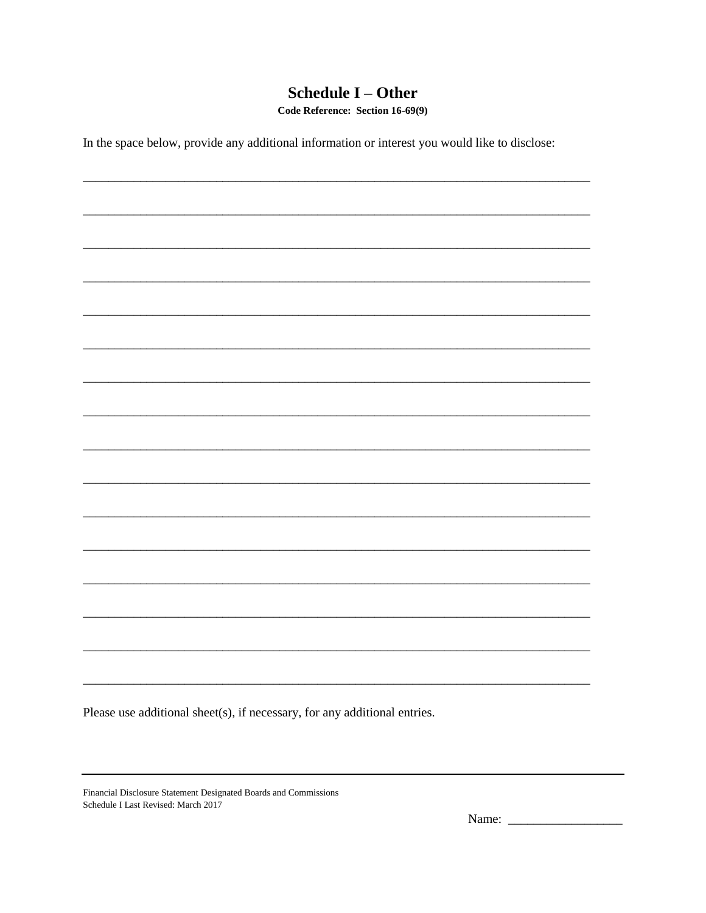# Schedule I – Other

**Code Reference: Section 16-69(9)**

In the space below, provide any additional information or interest you would like to disclose:

______________________________________________________________________________

______________________________________________________________________________

______________________________________________________________________________

______________________________________________________________________________

______________________________________________________________________________

______________________________________________________________________________

______________________________________________________________________________

______________________________________________________________________________

______________________________________________________________________________

______________________________________________________________________________

______________________________________________________________________________

______________________________________________________________________________

______________________________________________________________________________

______________________________________________________________________________

______________________________________________________________________________

______________________________________________________________________________

Please use additional sheet(s), if necessary, for any additional entries.

Financial Disclosure Statement Designated Boards and Commissions
Schedule I Last Revised: March 2017

Name: __________________